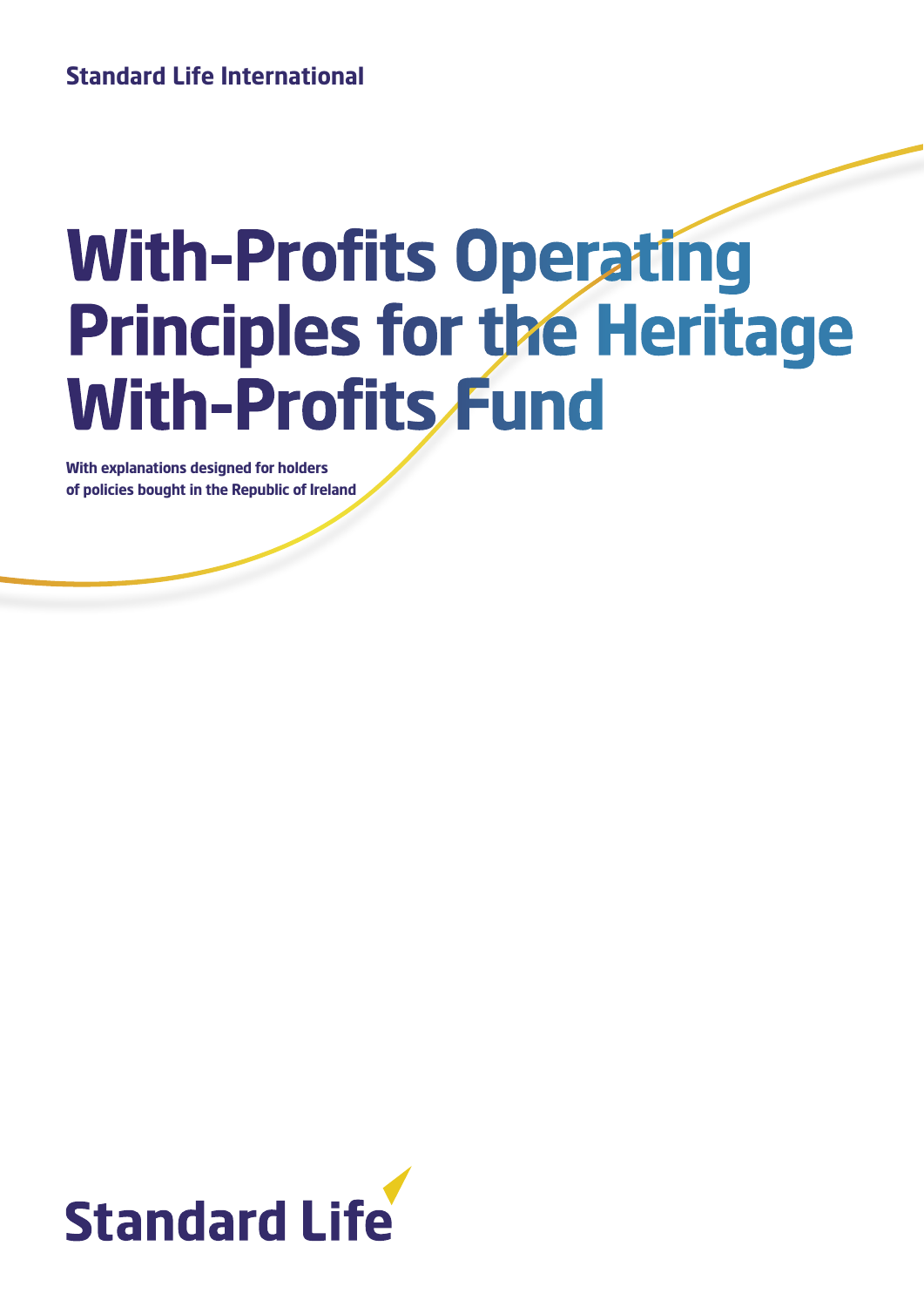Standard Life International

# With-Profits Operating Principles for the Heritage With-Profits Fund

**With explanations designed for holders of policies bought in the Republic of Ireland**

Standard Life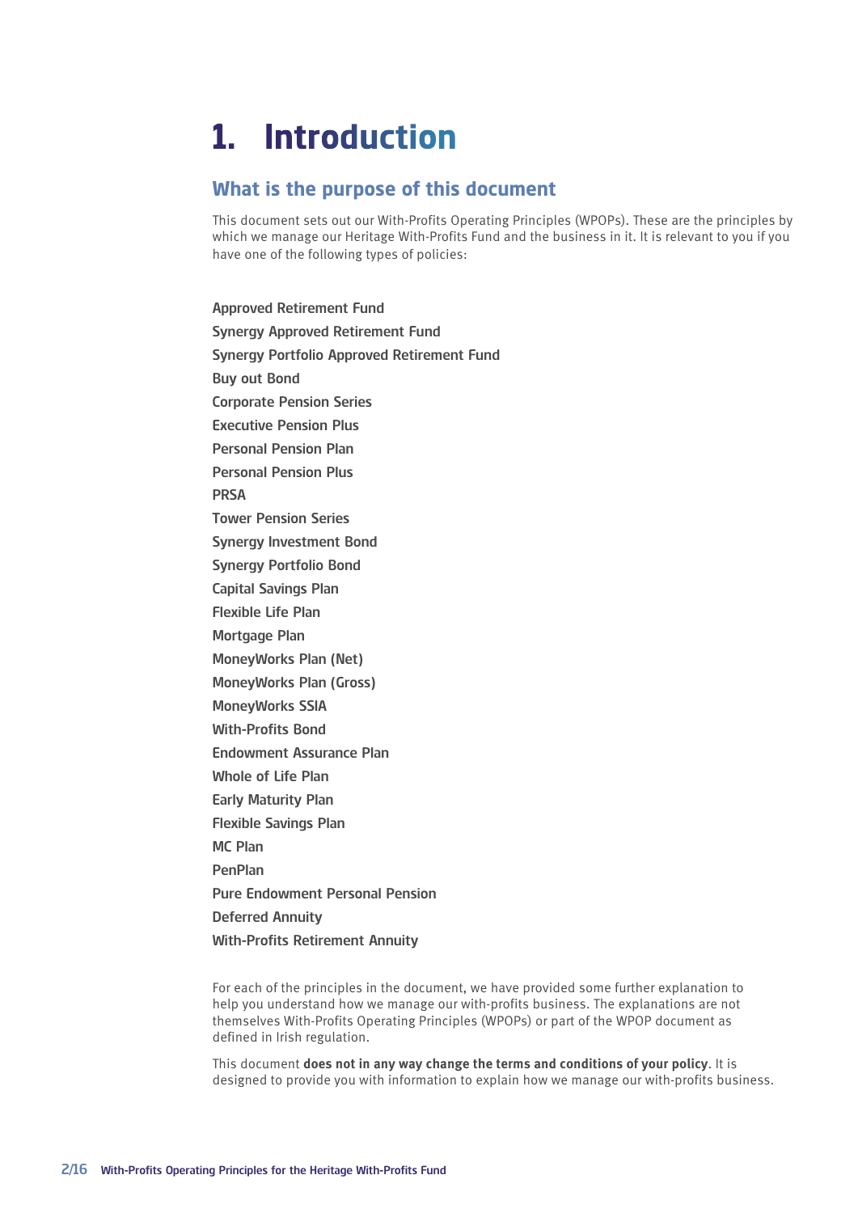# 1. Introduction

## What is the purpose of this document

This document sets out our With-Profits Operating Principles (WPOPs). These are the principles by which we manage our Heritage With-Profits Fund and the business in it. It is relevant to you if you have one of the following types of policies:

Approved Retirement Fund
Synergy Approved Retirement Fund
Synergy Portfolio Approved Retirement Fund
Buy out Bond
Corporate Pension Series
Executive Pension Plus
Personal Pension Plan
Personal Pension Plus
PRSA
Tower Pension Series
Synergy Investment Bond
Synergy Portfolio Bond
Capital Savings Plan
Flexible Life Plan
Mortgage Plan
MoneyWorks Plan (Net)
MoneyWorks Plan (Gross)
MoneyWorks SSIA
With-Profits Bond
Endowment Assurance Plan
Whole of Life Plan
Early Maturity Plan
Flexible Savings Plan
MC Plan
PenPlan
Pure Endowment Personal Pension
Deferred Annuity
With-Profits Retirement Annuity

For each of the principles in the document, we have provided some further explanation to help you understand how we manage our with-profits business. The explanations are not themselves With-Profits Operating Principles (WPOPs) or part of the WPOP document as defined in Irish regulation.

This document **does not in any way change the terms and conditions of your policy**. It is designed to provide you with information to explain how we manage our with-profits business.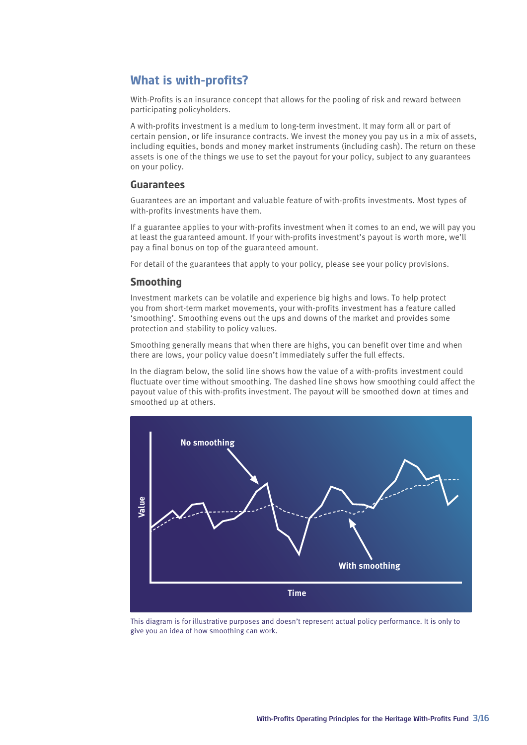## What is with-profits?

With-Profits is an insurance concept that allows for the pooling of risk and reward between participating policyholders.

A with-profits investment is a medium to long-term investment. It may form all or part of certain pension, or life insurance contracts. We invest the money you pay us in a mix of assets, including equities, bonds and money market instruments (including cash). The return on these assets is one of the things we use to set the payout for your policy, subject to any guarantees on your policy.

### Guarantees

Guarantees are an important and valuable feature of with-profits investments. Most types of with-profits investments have them.

If a guarantee applies to your with-profits investment when it comes to an end, we will pay you at least the guaranteed amount. If your with-profits investment's payout is worth more, we'll pay a final bonus on top of the guaranteed amount.

For detail of the guarantees that apply to your policy, please see your policy provisions.

### Smoothing

Investment markets can be volatile and experience big highs and lows. To help protect you from short-term market movements, your with-profits investment has a feature called 'smoothing'. Smoothing evens out the ups and downs of the market and provides some protection and stability to policy values.

Smoothing generally means that when there are highs, you can benefit over time and when there are lows, your policy value doesn't immediately suffer the full effects.

In the diagram below, the solid line shows how the value of a with-profits investment could fluctuate over time without smoothing. The dashed line shows how smoothing could affect the payout value of this with-profits investment. The payout will be smoothed down at times and smoothed up at others.

This diagram is for illustrative purposes and doesn't represent actual policy performance. It is only to give you an idea of how smoothing can work.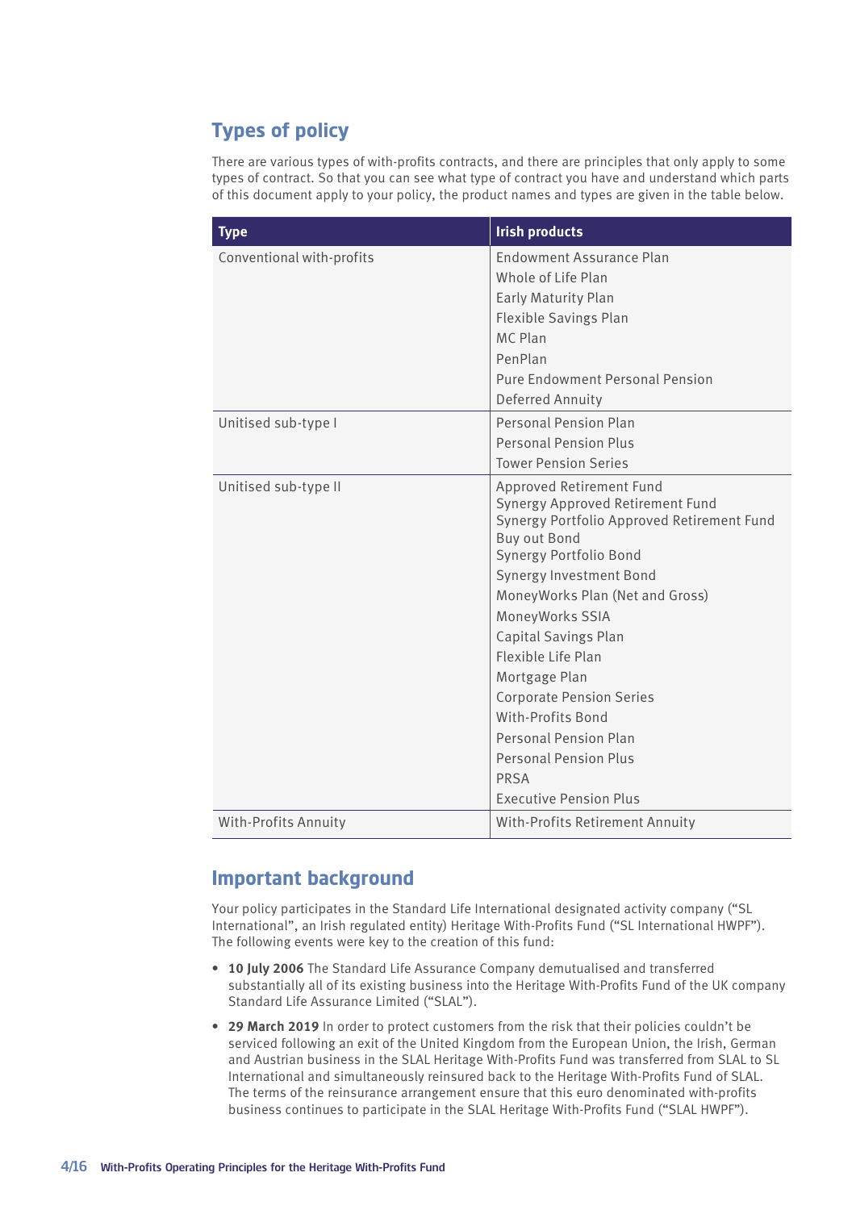## Types of policy

There are various types of with-profits contracts, and there are principles that only apply to some types of contract. So that you can see what type of contract you have and understand which parts of this document apply to your policy, the product names and types are given in the table below.

| Type | Irish products |
|---|---|
| Conventional with-profits | Endowment Assurance Plan<br>Whole of Life Plan<br>Early Maturity Plan<br>Flexible Savings Plan<br>MC Plan<br>PenPlan<br>Pure Endowment Personal Pension<br>Deferred Annuity |
| Unitised sub-type I | Personal Pension Plan<br>Personal Pension Plus<br>Tower Pension Series |
| Unitised sub-type II | Approved Retirement Fund<br>Synergy Approved Retirement Fund<br>Synergy Portfolio Approved Retirement Fund<br>Buy out Bond<br>Synergy Portfolio Bond<br>Synergy Investment Bond<br>MoneyWorks Plan (Net and Gross)<br>MoneyWorks SSIA<br>Capital Savings Plan<br>Flexible Life Plan<br>Mortgage Plan<br>Corporate Pension Series<br>With-Profits Bond<br>Personal Pension Plan<br>Personal Pension Plus<br>PRSA<br>Executive Pension Plus |
| With-Profits Annuity | With-Profits Retirement Annuity |

## Important background

Your policy participates in the Standard Life International designated activity company ("SL International", an Irish regulated entity) Heritage With-Profits Fund ("SL International HWPF"). The following events were key to the creation of this fund:

- **10 July 2006** The Standard Life Assurance Company demutualised and transferred substantially all of its existing business into the Heritage With-Profits Fund of the UK company Standard Life Assurance Limited ("SLAL").
- **29 March 2019** In order to protect customers from the risk that their policies couldn't be serviced following an exit of the United Kingdom from the European Union, the Irish, German and Austrian business in the SLAL Heritage With-Profits Fund was transferred from SLAL to SL International and simultaneously reinsured back to the Heritage With-Profits Fund of SLAL. The terms of the reinsurance arrangement ensure that this euro denominated with-profits business continues to participate in the SLAL Heritage With-Profits Fund ("SLAL HWPF").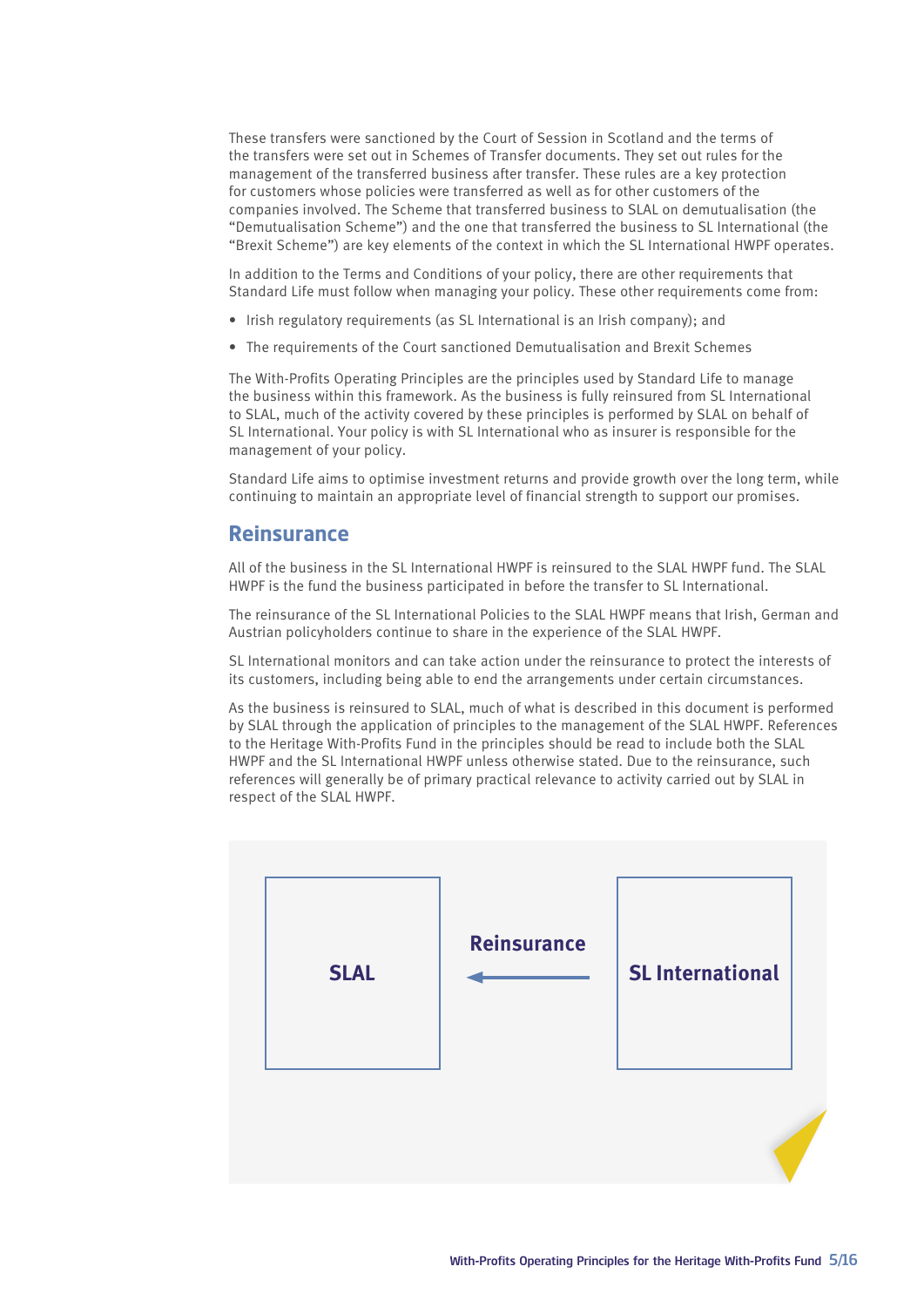These transfers were sanctioned by the Court of Session in Scotland and the terms of the transfers were set out in Schemes of Transfer documents. They set out rules for the management of the transferred business after transfer. These rules are a key protection for customers whose policies were transferred as well as for other customers of the companies involved. The Scheme that transferred business to SLAL on demutualisation (the "Demutualisation Scheme") and the one that transferred the business to SL International (the "Brexit Scheme") are key elements of the context in which the SL International HWPF operates.

In addition to the Terms and Conditions of your policy, there are other requirements that Standard Life must follow when managing your policy. These other requirements come from:

- Irish regulatory requirements (as SL International is an Irish company); and
- The requirements of the Court sanctioned Demutualisation and Brexit Schemes

The With-Profits Operating Principles are the principles used by Standard Life to manage the business within this framework. As the business is fully reinsured from SL International to SLAL, much of the activity covered by these principles is performed by SLAL on behalf of SL International. Your policy is with SL International who as insurer is responsible for the management of your policy.

Standard Life aims to optimise investment returns and provide growth over the long term, while continuing to maintain an appropriate level of financial strength to support our promises.

## Reinsurance

All of the business in the SL International HWPF is reinsured to the SLAL HWPF fund. The SLAL HWPF is the fund the business participated in before the transfer to SL International.

The reinsurance of the SL International Policies to the SLAL HWPF means that Irish, German and Austrian policyholders continue to share in the experience of the SLAL HWPF.

SL International monitors and can take action under the reinsurance to protect the interests of its customers, including being able to end the arrangements under certain circumstances.

As the business is reinsured to SLAL, much of what is described in this document is performed by SLAL through the application of principles to the management of the SLAL HWPF. References to the Heritage With-Profits Fund in the principles should be read to include both the SLAL HWPF and the SL International HWPF unless otherwise stated. Due to the reinsurance, such references will generally be of primary practical relevance to activity carried out by SLAL in respect of the SLAL HWPF.

**SLAL** ← **Reinsurance** ← **SL International**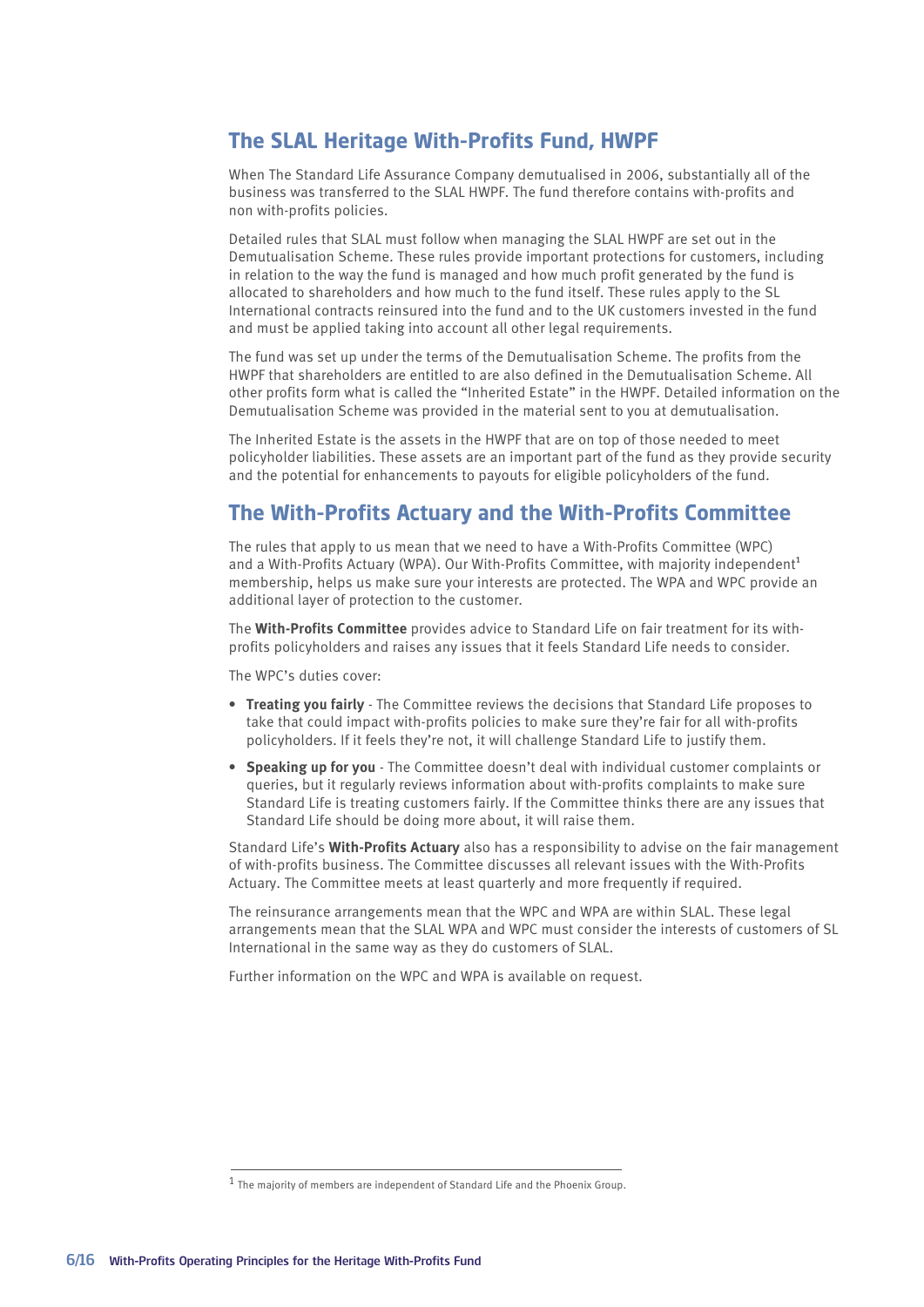## The SLAL Heritage With-Profits Fund, HWPF

When The Standard Life Assurance Company demutualised in 2006, substantially all of the business was transferred to the SLAL HWPF. The fund therefore contains with-profits and non with-profits policies.

Detailed rules that SLAL must follow when managing the SLAL HWPF are set out in the Demutualisation Scheme. These rules provide important protections for customers, including in relation to the way the fund is managed and how much profit generated by the fund is allocated to shareholders and how much to the fund itself. These rules apply to the SL International contracts reinsured into the fund and to the UK customers invested in the fund and must be applied taking into account all other legal requirements.

The fund was set up under the terms of the Demutualisation Scheme. The profits from the HWPF that shareholders are entitled to are also defined in the Demutualisation Scheme. All other profits form what is called the "Inherited Estate" in the HWPF. Detailed information on the Demutualisation Scheme was provided in the material sent to you at demutualisation.

The Inherited Estate is the assets in the HWPF that are on top of those needed to meet policyholder liabilities. These assets are an important part of the fund as they provide security and the potential for enhancements to payouts for eligible policyholders of the fund.

## The With-Profits Actuary and the With-Profits Committee

The rules that apply to us mean that we need to have a With-Profits Committee (WPC) and a With-Profits Actuary (WPA). Our With-Profits Committee, with majority independent[1] membership, helps us make sure your interests are protected. The WPA and WPC provide an additional layer of protection to the customer.

The **With-Profits Committee** provides advice to Standard Life on fair treatment for its with-profits policyholders and raises any issues that it feels Standard Life needs to consider.

The WPC's duties cover:

- **Treating you fairly** - The Committee reviews the decisions that Standard Life proposes to take that could impact with-profits policies to make sure they're fair for all with-profits policyholders. If it feels they're not, it will challenge Standard Life to justify them.
- **Speaking up for you** - The Committee doesn't deal with individual customer complaints or queries, but it regularly reviews information about with-profits complaints to make sure Standard Life is treating customers fairly. If the Committee thinks there are any issues that Standard Life should be doing more about, it will raise them.

Standard Life's **With-Profits Actuary** also has a responsibility to advise on the fair management of with-profits business. The Committee discusses all relevant issues with the With-Profits Actuary. The Committee meets at least quarterly and more frequently if required.

The reinsurance arrangements mean that the WPC and WPA are within SLAL. These legal arrangements mean that the SLAL WPA and WPC must consider the interests of customers of SL International in the same way as they do customers of SLAL.

Further information on the WPC and WPA is available on request.

[1] The majority of members are independent of Standard Life and the Phoenix Group.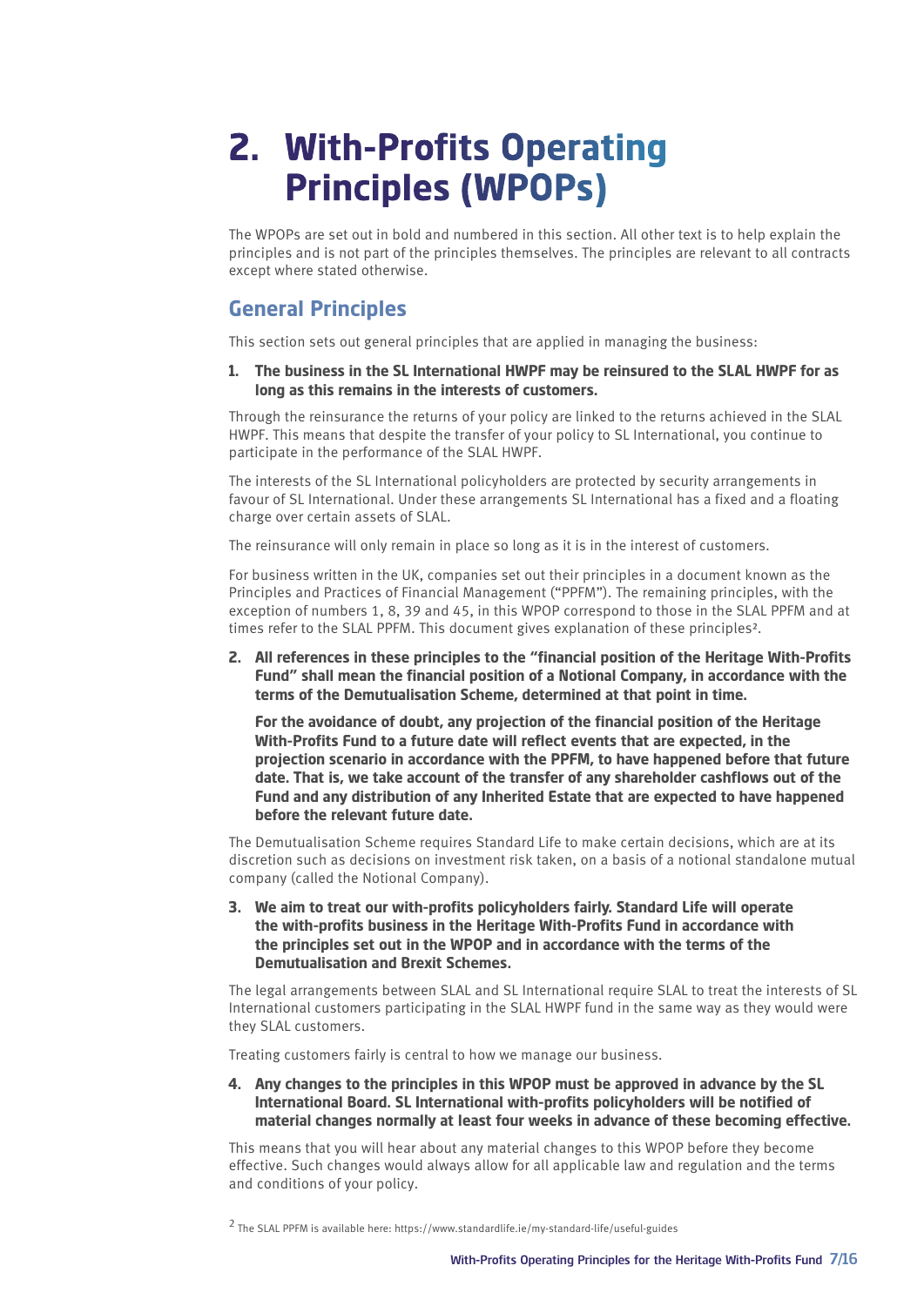# 2. With-Profits Operating Principles (WPOPs)

The WPOPs are set out in bold and numbered in this section. All other text is to help explain the principles and is not part of the principles themselves. The principles are relevant to all contracts except where stated otherwise.

## General Principles

This section sets out general principles that are applied in managing the business:

1. **The business in the SL International HWPF may be reinsured to the SLAL HWPF for as long as this remains in the interests of customers.**

Through the reinsurance the returns of your policy are linked to the returns achieved in the SLAL HWPF. This means that despite the transfer of your policy to SL International, you continue to participate in the performance of the SLAL HWPF.

The interests of the SL International policyholders are protected by security arrangements in favour of SL International. Under these arrangements SL International has a fixed and a floating charge over certain assets of SLAL.

The reinsurance will only remain in place so long as it is in the interest of customers.

For business written in the UK, companies set out their principles in a document known as the Principles and Practices of Financial Management ("PPFM"). The remaining principles, with the exception of numbers 1, 8, 39 and 45, in this WPOP correspond to those in the SLAL PPFM and at times refer to the SLAL PPFM. This document gives explanation of these principles[2].

2. **All references in these principles to the "financial position of the Heritage With-Profits Fund" shall mean the financial position of a Notional Company, in accordance with the terms of the Demutualisation Scheme, determined at that point in time.**

   **For the avoidance of doubt, any projection of the financial position of the Heritage With-Profits Fund to a future date will reflect events that are expected, in the projection scenario in accordance with the PPFM, to have happened before that future date. That is, we take account of the transfer of any shareholder cashflows out of the Fund and any distribution of any Inherited Estate that are expected to have happened before the relevant future date.**

The Demutualisation Scheme requires Standard Life to make certain decisions, which are at its discretion such as decisions on investment risk taken, on a basis of a notional standalone mutual company (called the Notional Company).

3. **We aim to treat our with-profits policyholders fairly. Standard Life will operate the with-profits business in the Heritage With-Profits Fund in accordance with the principles set out in the WPOP and in accordance with the terms of the Demutualisation and Brexit Schemes.**

The legal arrangements between SLAL and SL International require SLAL to treat the interests of SL International customers participating in the SLAL HWPF fund in the same way as they would were they SLAL customers.

Treating customers fairly is central to how we manage our business.

4. **Any changes to the principles in this WPOP must be approved in advance by the SL International Board. SL International with-profits policyholders will be notified of material changes normally at least four weeks in advance of these becoming effective.**

This means that you will hear about any material changes to this WPOP before they become effective. Such changes would always allow for all applicable law and regulation and the terms and conditions of your policy.

[2] The SLAL PPFM is available here: https://www.standardlife.ie/my-standard-life/useful-guides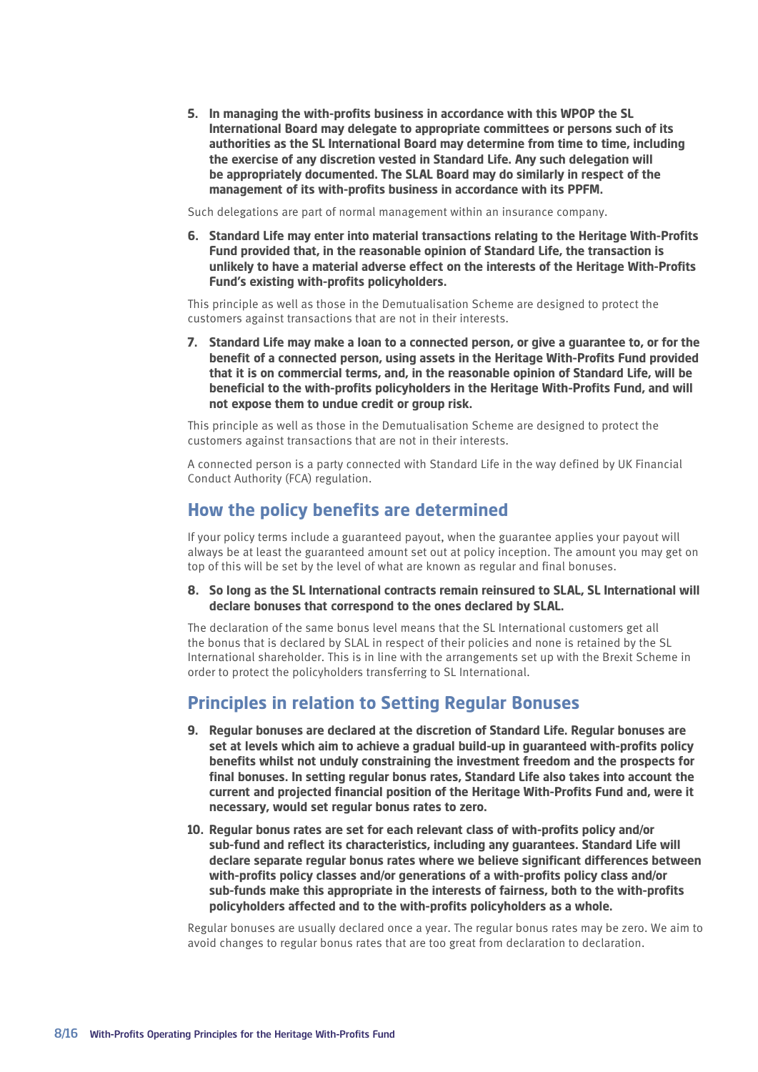**5. In managing the with-profits business in accordance with this WPOP the SL International Board may delegate to appropriate committees or persons such of its authorities as the SL International Board may determine from time to time, including the exercise of any discretion vested in Standard Life. Any such delegation will be appropriately documented. The SLAL Board may do similarly in respect of the management of its with-profits business in accordance with its PPFM.**

Such delegations are part of normal management within an insurance company.

**6. Standard Life may enter into material transactions relating to the Heritage With-Profits Fund provided that, in the reasonable opinion of Standard Life, the transaction is unlikely to have a material adverse effect on the interests of the Heritage With-Profits Fund's existing with-profits policyholders.**

This principle as well as those in the Demutualisation Scheme are designed to protect the customers against transactions that are not in their interests.

**7. Standard Life may make a loan to a connected person, or give a guarantee to, or for the benefit of a connected person, using assets in the Heritage With-Profits Fund provided that it is on commercial terms, and, in the reasonable opinion of Standard Life, will be beneficial to the with-profits policyholders in the Heritage With-Profits Fund, and will not expose them to undue credit or group risk.**

This principle as well as those in the Demutualisation Scheme are designed to protect the customers against transactions that are not in their interests.

A connected person is a party connected with Standard Life in the way defined by UK Financial Conduct Authority (FCA) regulation.

## How the policy benefits are determined

If your policy terms include a guaranteed payout, when the guarantee applies your payout will always be at least the guaranteed amount set out at policy inception. The amount you may get on top of this will be set by the level of what are known as regular and final bonuses.

**8. So long as the SL International contracts remain reinsured to SLAL, SL International will declare bonuses that correspond to the ones declared by SLAL.**

The declaration of the same bonus level means that the SL International customers get all the bonus that is declared by SLAL in respect of their policies and none is retained by the SL International shareholder. This is in line with the arrangements set up with the Brexit Scheme in order to protect the policyholders transferring to SL International.

## Principles in relation to Setting Regular Bonuses

**9. Regular bonuses are declared at the discretion of Standard Life. Regular bonuses are set at levels which aim to achieve a gradual build-up in guaranteed with-profits policy benefits whilst not unduly constraining the investment freedom and the prospects for final bonuses. In setting regular bonus rates, Standard Life also takes into account the current and projected financial position of the Heritage With-Profits Fund and, were it necessary, would set regular bonus rates to zero.**

**10. Regular bonus rates are set for each relevant class of with-profits policy and/or sub-fund and reflect its characteristics, including any guarantees. Standard Life will declare separate regular bonus rates where we believe significant differences between with-profits policy classes and/or generations of a with-profits policy class and/or sub-funds make this appropriate in the interests of fairness, both to the with-profits policyholders affected and to the with-profits policyholders as a whole.**

Regular bonuses are usually declared once a year. The regular bonus rates may be zero. We aim to avoid changes to regular bonus rates that are too great from declaration to declaration.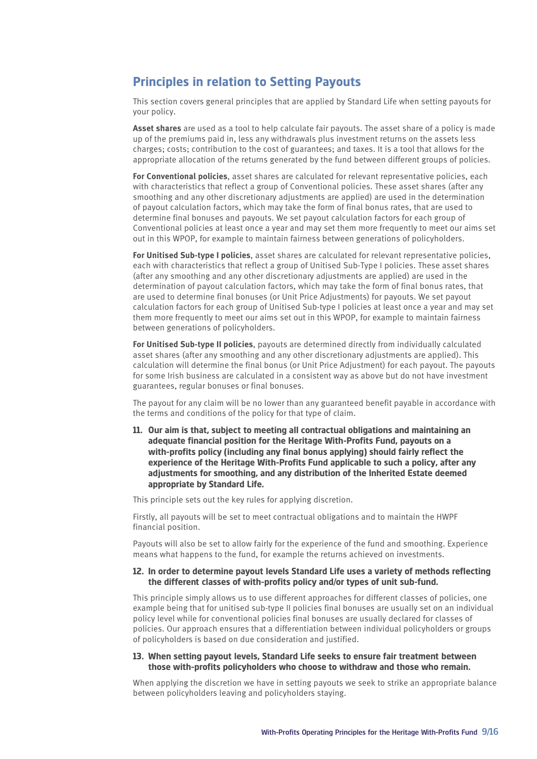## Principles in relation to Setting Payouts

This section covers general principles that are applied by Standard Life when setting payouts for your policy.

**Asset shares** are used as a tool to help calculate fair payouts. The asset share of a policy is made up of the premiums paid in, less any withdrawals plus investment returns on the assets less charges; costs; contribution to the cost of guarantees; and taxes. It is a tool that allows for the appropriate allocation of the returns generated by the fund between different groups of policies.

**For Conventional policies**, asset shares are calculated for relevant representative policies, each with characteristics that reflect a group of Conventional policies. These asset shares (after any smoothing and any other discretionary adjustments are applied) are used in the determination of payout calculation factors, which may take the form of final bonus rates, that are used to determine final bonuses and payouts. We set payout calculation factors for each group of Conventional policies at least once a year and may set them more frequently to meet our aims set out in this WPOP, for example to maintain fairness between generations of policyholders.

**For Unitised Sub-type I policies**, asset shares are calculated for relevant representative policies, each with characteristics that reflect a group of Unitised Sub-Type I policies. These asset shares (after any smoothing and any other discretionary adjustments are applied) are used in the determination of payout calculation factors, which may take the form of final bonus rates, that are used to determine final bonuses (or Unit Price Adjustments) for payouts. We set payout calculation factors for each group of Unitised Sub-type I policies at least once a year and may set them more frequently to meet our aims set out in this WPOP, for example to maintain fairness between generations of policyholders.

**For Unitised Sub-type II policies**, payouts are determined directly from individually calculated asset shares (after any smoothing and any other discretionary adjustments are applied). This calculation will determine the final bonus (or Unit Price Adjustment) for each payout. The payouts for some Irish business are calculated in a consistent way as above but do not have investment guarantees, regular bonuses or final bonuses.

The payout for any claim will be no lower than any guaranteed benefit payable in accordance with the terms and conditions of the policy for that type of claim.

**11. Our aim is that, subject to meeting all contractual obligations and maintaining an adequate financial position for the Heritage With-Profits Fund, payouts on a with-profits policy (including any final bonus applying) should fairly reflect the experience of the Heritage With-Profits Fund applicable to such a policy, after any adjustments for smoothing, and any distribution of the Inherited Estate deemed appropriate by Standard Life.**

This principle sets out the key rules for applying discretion.

Firstly, all payouts will be set to meet contractual obligations and to maintain the HWPF financial position.

Payouts will also be set to allow fairly for the experience of the fund and smoothing. Experience means what happens to the fund, for example the returns achieved on investments.

**12. In order to determine payout levels Standard Life uses a variety of methods reflecting the different classes of with-profits policy and/or types of unit sub-fund.**

This principle simply allows us to use different approaches for different classes of policies, one example being that for unitised sub-type II policies final bonuses are usually set on an individual policy level while for conventional policies final bonuses are usually declared for classes of policies. Our approach ensures that a differentiation between individual policyholders or groups of policyholders is based on due consideration and justified.

**13. When setting payout levels, Standard Life seeks to ensure fair treatment between those with-profits policyholders who choose to withdraw and those who remain.**

When applying the discretion we have in setting payouts we seek to strike an appropriate balance between policyholders leaving and policyholders staying.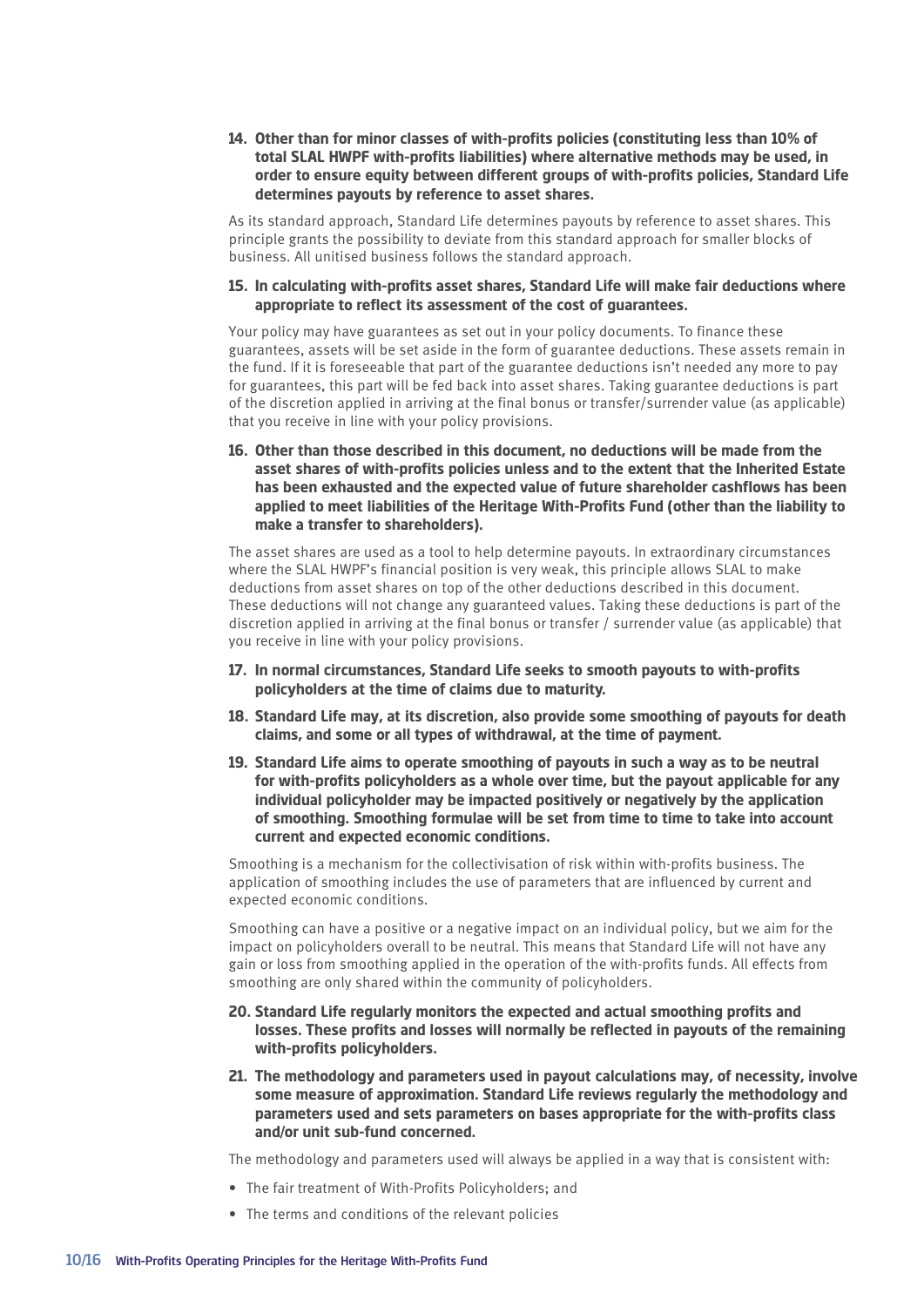**14. Other than for minor classes of with-profits policies (constituting less than 10% of total SLAL HWPF with-profits liabilities) where alternative methods may be used, in order to ensure equity between different groups of with-profits policies, Standard Life determines payouts by reference to asset shares.**

As its standard approach, Standard Life determines payouts by reference to asset shares. This principle grants the possibility to deviate from this standard approach for smaller blocks of business. All unitised business follows the standard approach.

**15. In calculating with-profits asset shares, Standard Life will make fair deductions where appropriate to reflect its assessment of the cost of guarantees.**

Your policy may have guarantees as set out in your policy documents. To finance these guarantees, assets will be set aside in the form of guarantee deductions. These assets remain in the fund. If it is foreseeable that part of the guarantee deductions isn't needed any more to pay for guarantees, this part will be fed back into asset shares. Taking guarantee deductions is part of the discretion applied in arriving at the final bonus or transfer/surrender value (as applicable) that you receive in line with your policy provisions.

**16. Other than those described in this document, no deductions will be made from the asset shares of with-profits policies unless and to the extent that the Inherited Estate has been exhausted and the expected value of future shareholder cashflows has been applied to meet liabilities of the Heritage With-Profits Fund (other than the liability to make a transfer to shareholders).**

The asset shares are used as a tool to help determine payouts. In extraordinary circumstances where the SLAL HWPF's financial position is very weak, this principle allows SLAL to make deductions from asset shares on top of the other deductions described in this document. These deductions will not change any guaranteed values. Taking these deductions is part of the discretion applied in arriving at the final bonus or transfer / surrender value (as applicable) that you receive in line with your policy provisions.

**17. In normal circumstances, Standard Life seeks to smooth payouts to with-profits policyholders at the time of claims due to maturity.**

**18. Standard Life may, at its discretion, also provide some smoothing of payouts for death claims, and some or all types of withdrawal, at the time of payment.**

**19. Standard Life aims to operate smoothing of payouts in such a way as to be neutral for with-profits policyholders as a whole over time, but the payout applicable for any individual policyholder may be impacted positively or negatively by the application of smoothing. Smoothing formulae will be set from time to time to take into account current and expected economic conditions.**

Smoothing is a mechanism for the collectivisation of risk within with-profits business. The application of smoothing includes the use of parameters that are influenced by current and expected economic conditions.

Smoothing can have a positive or a negative impact on an individual policy, but we aim for the impact on policyholders overall to be neutral. This means that Standard Life will not have any gain or loss from smoothing applied in the operation of the with-profits funds. All effects from smoothing are only shared within the community of policyholders.

**20. Standard Life regularly monitors the expected and actual smoothing profits and losses. These profits and losses will normally be reflected in payouts of the remaining with-profits policyholders.**

**21. The methodology and parameters used in payout calculations may, of necessity, involve some measure of approximation. Standard Life reviews regularly the methodology and parameters used and sets parameters on bases appropriate for the with-profits class and/or unit sub-fund concerned.**

The methodology and parameters used will always be applied in a way that is consistent with:

- The fair treatment of With-Profits Policyholders; and
- The terms and conditions of the relevant policies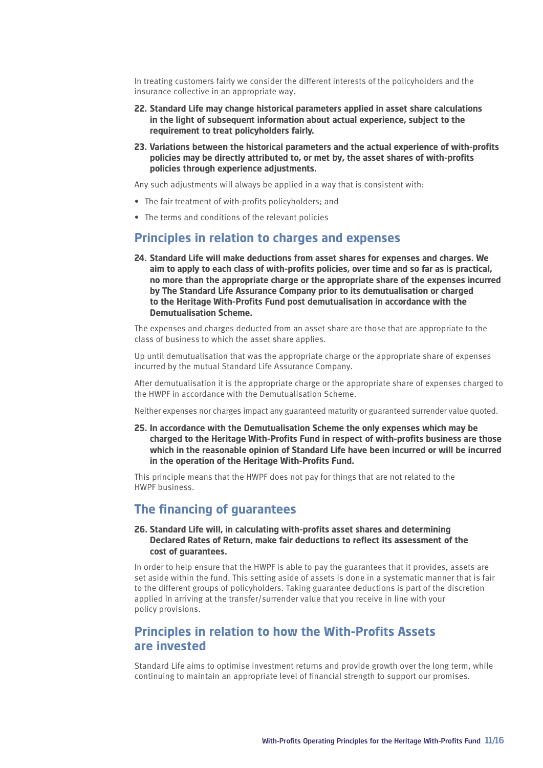In treating customers fairly we consider the different interests of the policyholders and the insurance collective in an appropriate way.

**22. Standard Life may change historical parameters applied in asset share calculations in the light of subsequent information about actual experience, subject to the requirement to treat policyholders fairly.**

**23. Variations between the historical parameters and the actual experience of with-profits policies may be directly attributed to, or met by, the asset shares of with-profits policies through experience adjustments.**

Any such adjustments will always be applied in a way that is consistent with:

- The fair treatment of with-profits policyholders; and
- The terms and conditions of the relevant policies

## Principles in relation to charges and expenses

**24. Standard Life will make deductions from asset shares for expenses and charges. We aim to apply to each class of with-profits policies, over time and so far as is practical, no more than the appropriate charge or the appropriate share of the expenses incurred by The Standard Life Assurance Company prior to its demutualisation or charged to the Heritage With-Profits Fund post demutualisation in accordance with the Demutualisation Scheme.**

The expenses and charges deducted from an asset share are those that are appropriate to the class of business to which the asset share applies.

Up until demutualisation that was the appropriate charge or the appropriate share of expenses incurred by the mutual Standard Life Assurance Company.

After demutualisation it is the appropriate charge or the appropriate share of expenses charged to the HWPF in accordance with the Demutualisation Scheme.

Neither expenses nor charges impact any guaranteed maturity or guaranteed surrender value quoted.

**25. In accordance with the Demutualisation Scheme the only expenses which may be charged to the Heritage With-Profits Fund in respect of with-profits business are those which in the reasonable opinion of Standard Life have been incurred or will be incurred in the operation of the Heritage With-Profits Fund.**

This principle means that the HWPF does not pay for things that are not related to the HWPF business.

## The financing of guarantees

**26. Standard Life will, in calculating with-profits asset shares and determining Declared Rates of Return, make fair deductions to reflect its assessment of the cost of guarantees.**

In order to help ensure that the HWPF is able to pay the guarantees that it provides, assets are set aside within the fund. This setting aside of assets is done in a systematic manner that is fair to the different groups of policyholders. Taking guarantee deductions is part of the discretion applied in arriving at the transfer/surrender value that you receive in line with your policy provisions.

## Principles in relation to how the With-Profits Assets are invested

Standard Life aims to optimise investment returns and provide growth over the long term, while continuing to maintain an appropriate level of financial strength to support our promises.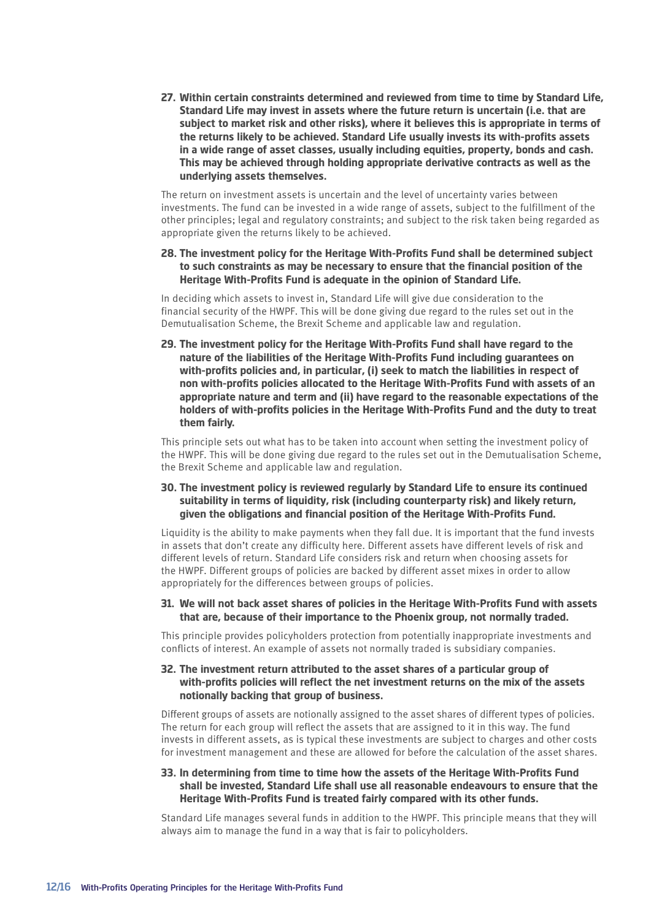**27. Within certain constraints determined and reviewed from time to time by Standard Life, Standard Life may invest in assets where the future return is uncertain (i.e. that are subject to market risk and other risks), where it believes this is appropriate in terms of the returns likely to be achieved. Standard Life usually invests its with-profits assets in a wide range of asset classes, usually including equities, property, bonds and cash. This may be achieved through holding appropriate derivative contracts as well as the underlying assets themselves.**

The return on investment assets is uncertain and the level of uncertainty varies between investments. The fund can be invested in a wide range of assets, subject to the fulfillment of the other principles; legal and regulatory constraints; and subject to the risk taken being regarded as appropriate given the returns likely to be achieved.

**28. The investment policy for the Heritage With-Profits Fund shall be determined subject to such constraints as may be necessary to ensure that the financial position of the Heritage With-Profits Fund is adequate in the opinion of Standard Life.**

In deciding which assets to invest in, Standard Life will give due consideration to the financial security of the HWPF. This will be done giving due regard to the rules set out in the Demutualisation Scheme, the Brexit Scheme and applicable law and regulation.

**29. The investment policy for the Heritage With-Profits Fund shall have regard to the nature of the liabilities of the Heritage With-Profits Fund including guarantees on with-profits policies and, in particular, (i) seek to match the liabilities in respect of non with-profits policies allocated to the Heritage With-Profits Fund with assets of an appropriate nature and term and (ii) have regard to the reasonable expectations of the holders of with-profits policies in the Heritage With-Profits Fund and the duty to treat them fairly.**

This principle sets out what has to be taken into account when setting the investment policy of the HWPF. This will be done giving due regard to the rules set out in the Demutualisation Scheme, the Brexit Scheme and applicable law and regulation.

**30. The investment policy is reviewed regularly by Standard Life to ensure its continued suitability in terms of liquidity, risk (including counterparty risk) and likely return, given the obligations and financial position of the Heritage With-Profits Fund.**

Liquidity is the ability to make payments when they fall due. It is important that the fund invests in assets that don't create any difficulty here. Different assets have different levels of risk and different levels of return. Standard Life considers risk and return when choosing assets for the HWPF. Different groups of policies are backed by different asset mixes in order to allow appropriately for the differences between groups of policies.

**31. We will not back asset shares of policies in the Heritage With-Profits Fund with assets that are, because of their importance to the Phoenix group, not normally traded.**

This principle provides policyholders protection from potentially inappropriate investments and conflicts of interest. An example of assets not normally traded is subsidiary companies.

**32. The investment return attributed to the asset shares of a particular group of with-profits policies will reflect the net investment returns on the mix of the assets notionally backing that group of business.**

Different groups of assets are notionally assigned to the asset shares of different types of policies. The return for each group will reflect the assets that are assigned to it in this way. The fund invests in different assets, as is typical these investments are subject to charges and other costs for investment management and these are allowed for before the calculation of the asset shares.

**33. In determining from time to time how the assets of the Heritage With-Profits Fund shall be invested, Standard Life shall use all reasonable endeavours to ensure that the Heritage With-Profits Fund is treated fairly compared with its other funds.**

Standard Life manages several funds in addition to the HWPF. This principle means that they will always aim to manage the fund in a way that is fair to policyholders.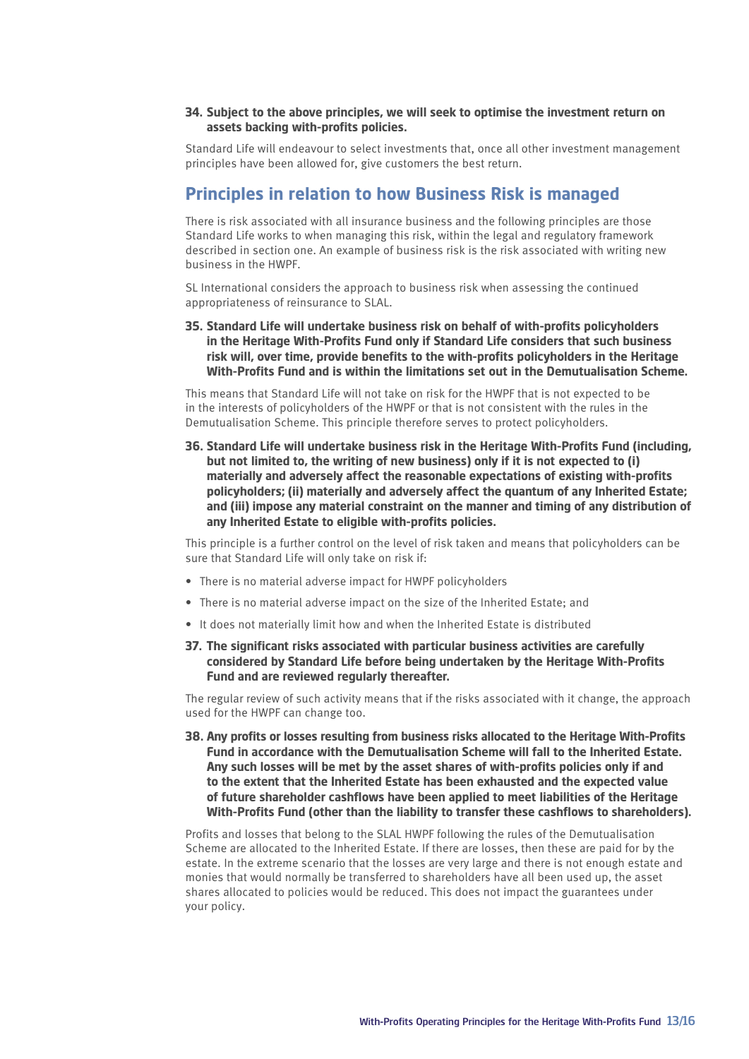**34. Subject to the above principles, we will seek to optimise the investment return on assets backing with-profits policies.**

Standard Life will endeavour to select investments that, once all other investment management principles have been allowed for, give customers the best return.

## Principles in relation to how Business Risk is managed

There is risk associated with all insurance business and the following principles are those Standard Life works to when managing this risk, within the legal and regulatory framework described in section one. An example of business risk is the risk associated with writing new business in the HWPF.

SL International considers the approach to business risk when assessing the continued appropriateness of reinsurance to SLAL.

**35. Standard Life will undertake business risk on behalf of with-profits policyholders in the Heritage With-Profits Fund only if Standard Life considers that such business risk will, over time, provide benefits to the with-profits policyholders in the Heritage With-Profits Fund and is within the limitations set out in the Demutualisation Scheme.**

This means that Standard Life will not take on risk for the HWPF that is not expected to be in the interests of policyholders of the HWPF or that is not consistent with the rules in the Demutualisation Scheme. This principle therefore serves to protect policyholders.

**36. Standard Life will undertake business risk in the Heritage With-Profits Fund (including, but not limited to, the writing of new business) only if it is not expected to (i) materially and adversely affect the reasonable expectations of existing with-profits policyholders; (ii) materially and adversely affect the quantum of any Inherited Estate; and (iii) impose any material constraint on the manner and timing of any distribution of any Inherited Estate to eligible with-profits policies.**

This principle is a further control on the level of risk taken and means that policyholders can be sure that Standard Life will only take on risk if:

- There is no material adverse impact for HWPF policyholders
- There is no material adverse impact on the size of the Inherited Estate; and
- It does not materially limit how and when the Inherited Estate is distributed

**37. The significant risks associated with particular business activities are carefully considered by Standard Life before being undertaken by the Heritage With-Profits Fund and are reviewed regularly thereafter.**

The regular review of such activity means that if the risks associated with it change, the approach used for the HWPF can change too.

**38. Any profits or losses resulting from business risks allocated to the Heritage With-Profits Fund in accordance with the Demutualisation Scheme will fall to the Inherited Estate. Any such losses will be met by the asset shares of with-profits policies only if and to the extent that the Inherited Estate has been exhausted and the expected value of future shareholder cashflows have been applied to meet liabilities of the Heritage With-Profits Fund (other than the liability to transfer these cashflows to shareholders).**

Profits and losses that belong to the SLAL HWPF following the rules of the Demutualisation Scheme are allocated to the Inherited Estate. If there are losses, then these are paid for by the estate. In the extreme scenario that the losses are very large and there is not enough estate and monies that would normally be transferred to shareholders have all been used up, the asset shares allocated to policies would be reduced. This does not impact the guarantees under your policy.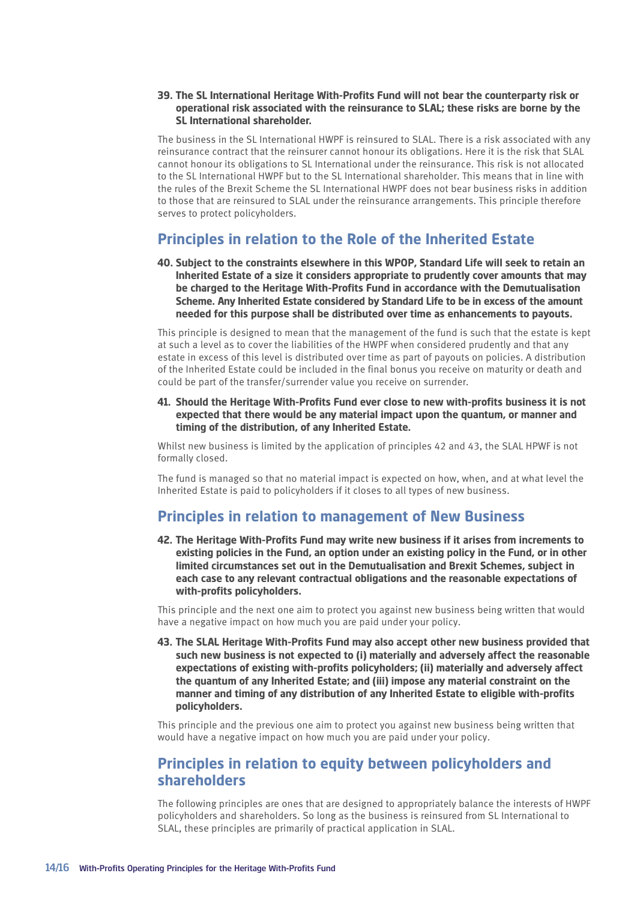**39. The SL International Heritage With-Profits Fund will not bear the counterparty risk or operational risk associated with the reinsurance to SLAL; these risks are borne by the SL International shareholder.**

The business in the SL International HWPF is reinsured to SLAL. There is a risk associated with any reinsurance contract that the reinsurer cannot honour its obligations. Here it is the risk that SLAL cannot honour its obligations to SL International under the reinsurance. This risk is not allocated to the SL International HWPF but to the SL International shareholder. This means that in line with the rules of the Brexit Scheme the SL International HWPF does not bear business risks in addition to those that are reinsured to SLAL under the reinsurance arrangements. This principle therefore serves to protect policyholders.

## Principles in relation to the Role of the Inherited Estate

**40. Subject to the constraints elsewhere in this WPOP, Standard Life will seek to retain an Inherited Estate of a size it considers appropriate to prudently cover amounts that may be charged to the Heritage With-Profits Fund in accordance with the Demutualisation Scheme. Any Inherited Estate considered by Standard Life to be in excess of the amount needed for this purpose shall be distributed over time as enhancements to payouts.**

This principle is designed to mean that the management of the fund is such that the estate is kept at such a level as to cover the liabilities of the HWPF when considered prudently and that any estate in excess of this level is distributed over time as part of payouts on policies. A distribution of the Inherited Estate could be included in the final bonus you receive on maturity or death and could be part of the transfer/surrender value you receive on surrender.

**41. Should the Heritage With-Profits Fund ever close to new with-profits business it is not expected that there would be any material impact upon the quantum, or manner and timing of the distribution, of any Inherited Estate.**

Whilst new business is limited by the application of principles 42 and 43, the SLAL HPWF is not formally closed.

The fund is managed so that no material impact is expected on how, when, and at what level the Inherited Estate is paid to policyholders if it closes to all types of new business.

## Principles in relation to management of New Business

**42. The Heritage With-Profits Fund may write new business if it arises from increments to existing policies in the Fund, an option under an existing policy in the Fund, or in other limited circumstances set out in the Demutualisation and Brexit Schemes, subject in each case to any relevant contractual obligations and the reasonable expectations of with-profits policyholders.**

This principle and the next one aim to protect you against new business being written that would have a negative impact on how much you are paid under your policy.

**43. The SLAL Heritage With-Profits Fund may also accept other new business provided that such new business is not expected to (i) materially and adversely affect the reasonable expectations of existing with-profits policyholders; (ii) materially and adversely affect the quantum of any Inherited Estate; and (iii) impose any material constraint on the manner and timing of any distribution of any Inherited Estate to eligible with-profits policyholders.**

This principle and the previous one aim to protect you against new business being written that would have a negative impact on how much you are paid under your policy.

## Principles in relation to equity between policyholders and shareholders

The following principles are ones that are designed to appropriately balance the interests of HWPF policyholders and shareholders. So long as the business is reinsured from SL International to SLAL, these principles are primarily of practical application in SLAL.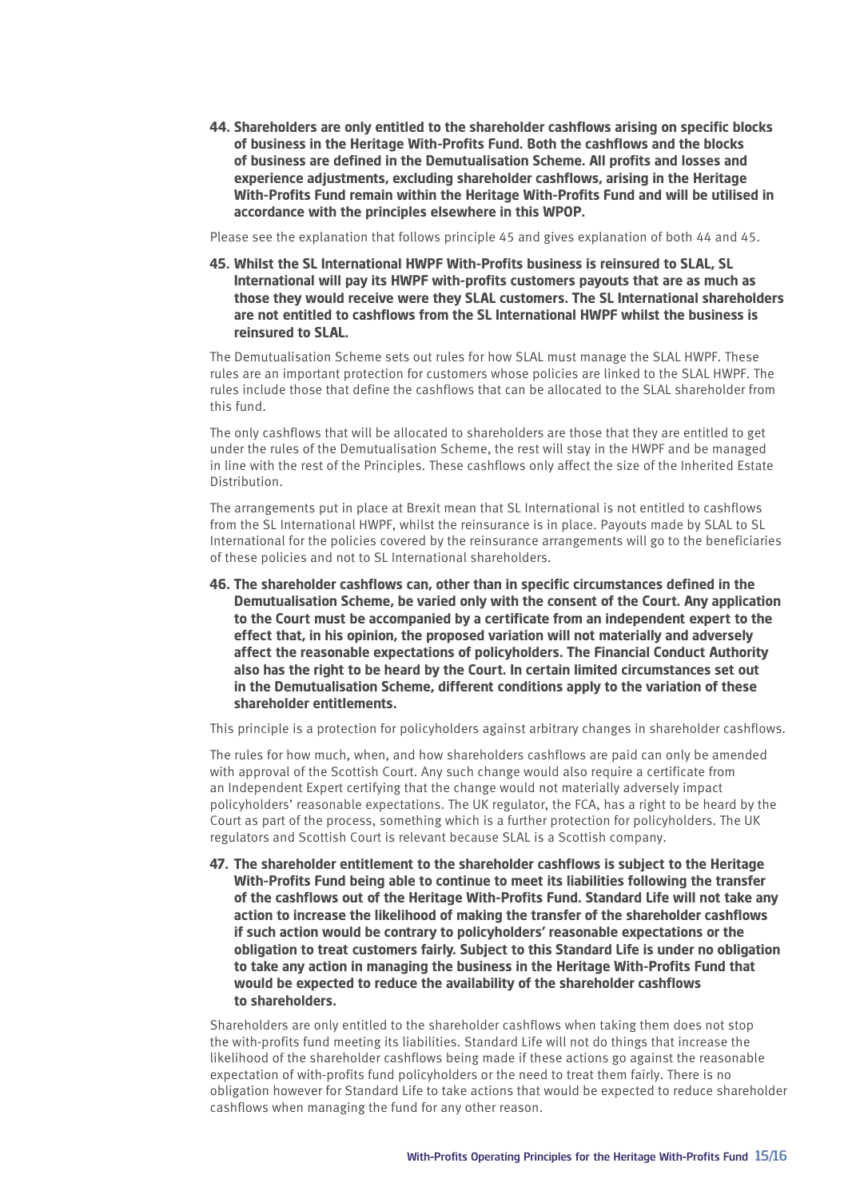**44. Shareholders are only entitled to the shareholder cashflows arising on specific blocks of business in the Heritage With-Profits Fund. Both the cashflows and the blocks of business are defined in the Demutualisation Scheme. All profits and losses and experience adjustments, excluding shareholder cashflows, arising in the Heritage With-Profits Fund remain within the Heritage With-Profits Fund and will be utilised in accordance with the principles elsewhere in this WPOP.**

Please see the explanation that follows principle 45 and gives explanation of both 44 and 45.

**45. Whilst the SL International HWPF With-Profits business is reinsured to SLAL, SL International will pay its HWPF with-profits customers payouts that are as much as those they would receive were they SLAL customers. The SL International shareholders are not entitled to cashflows from the SL International HWPF whilst the business is reinsured to SLAL.**

The Demutualisation Scheme sets out rules for how SLAL must manage the SLAL HWPF. These rules are an important protection for customers whose policies are linked to the SLAL HWPF. The rules include those that define the cashflows that can be allocated to the SLAL shareholder from this fund.

The only cashflows that will be allocated to shareholders are those that they are entitled to get under the rules of the Demutualisation Scheme, the rest will stay in the HWPF and be managed in line with the rest of the Principles. These cashflows only affect the size of the Inherited Estate Distribution.

The arrangements put in place at Brexit mean that SL International is not entitled to cashflows from the SL International HWPF, whilst the reinsurance is in place. Payouts made by SLAL to SL International for the policies covered by the reinsurance arrangements will go to the beneficiaries of these policies and not to SL International shareholders.

**46. The shareholder cashflows can, other than in specific circumstances defined in the Demutualisation Scheme, be varied only with the consent of the Court. Any application to the Court must be accompanied by a certificate from an independent expert to the effect that, in his opinion, the proposed variation will not materially and adversely affect the reasonable expectations of policyholders. The Financial Conduct Authority also has the right to be heard by the Court. In certain limited circumstances set out in the Demutualisation Scheme, different conditions apply to the variation of these shareholder entitlements.**

This principle is a protection for policyholders against arbitrary changes in shareholder cashflows.

The rules for how much, when, and how shareholders cashflows are paid can only be amended with approval of the Scottish Court. Any such change would also require a certificate from an Independent Expert certifying that the change would not materially adversely impact policyholders' reasonable expectations. The UK regulator, the FCA, has a right to be heard by the Court as part of the process, something which is a further protection for policyholders. The UK regulators and Scottish Court is relevant because SLAL is a Scottish company.

**47. The shareholder entitlement to the shareholder cashflows is subject to the Heritage With-Profits Fund being able to continue to meet its liabilities following the transfer of the cashflows out of the Heritage With-Profits Fund. Standard Life will not take any action to increase the likelihood of making the transfer of the shareholder cashflows if such action would be contrary to policyholders' reasonable expectations or the obligation to treat customers fairly. Subject to this Standard Life is under no obligation to take any action in managing the business in the Heritage With-Profits Fund that would be expected to reduce the availability of the shareholder cashflows to shareholders.**

Shareholders are only entitled to the shareholder cashflows when taking them does not stop the with-profits fund meeting its liabilities. Standard Life will not do things that increase the likelihood of the shareholder cashflows being made if these actions go against the reasonable expectation of with-profits fund policyholders or the need to treat them fairly. There is no obligation however for Standard Life to take actions that would be expected to reduce shareholder cashflows when managing the fund for any other reason.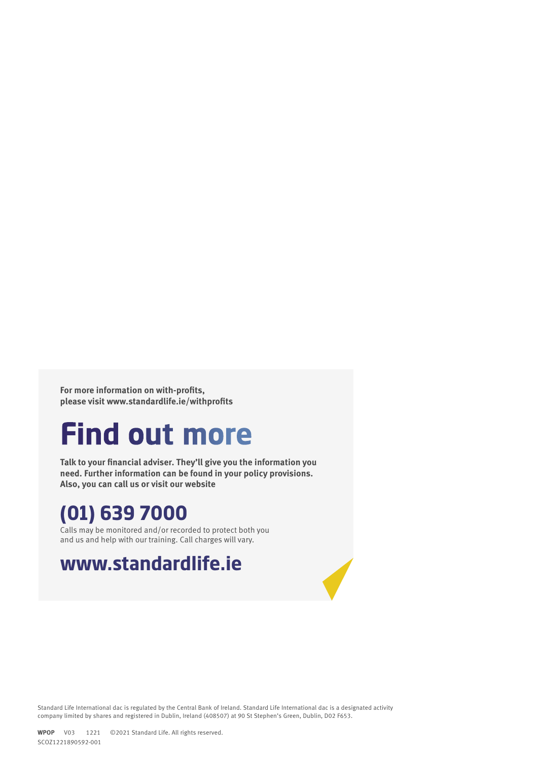**For more information on with-profits, please visit www.standardlife.ie/withprofits**

# Find out more

**Talk to your financial adviser. They'll give you the information you need. Further information can be found in your policy provisions. Also, you can call us or visit our website**

## (01) 639 7000

Calls may be monitored and/or recorded to protect both you and us and help with our training. Call charges will vary.

## www.standardlife.ie

Standard Life International dac is regulated by the Central Bank of Ireland. Standard Life International dac is a designated activity company limited by shares and registered in Dublin, Ireland (408507) at 90 St Stephen's Green, Dublin, D02 F653.

**WPOP** V03 1221 ©2021 Standard Life. All rights reserved.
SCOZ1221890592-001